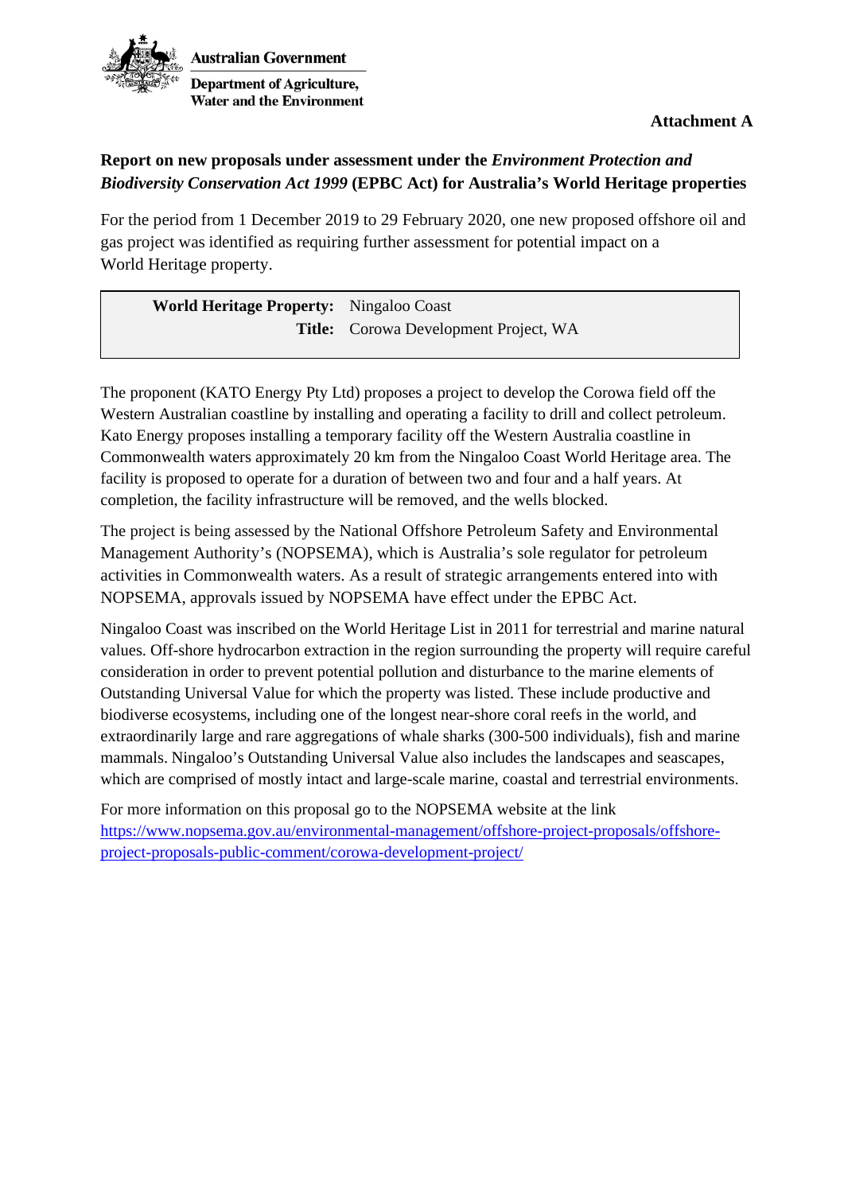Australian Government

Department of Agriculture, Water and the Environment

**Attachment A**

## Report on new proposals under assessment under the *Environment Protection and Biodiversity Conservation Act 1999* (EPBC Act) for Australia's World Heritage properties

For the period from 1 December 2019 to 29 February 2020, one new proposed offshore oil and gas project was identified as requiring further assessment for potential impact on a World Heritage property.

| | |
|---|---|
| **World Heritage Property:** | Ningaloo Coast |
| **Title:** | Corowa Development Project, WA |

The proponent (KATO Energy Pty Ltd) proposes a project to develop the Corowa field off the Western Australian coastline by installing and operating a facility to drill and collect petroleum. Kato Energy proposes installing a temporary facility off the Western Australia coastline in Commonwealth waters approximately 20 km from the Ningaloo Coast World Heritage area. The facility is proposed to operate for a duration of between two and four and a half years. At completion, the facility infrastructure will be removed, and the wells blocked.

The project is being assessed by the National Offshore Petroleum Safety and Environmental Management Authority's (NOPSEMA), which is Australia's sole regulator for petroleum activities in Commonwealth waters. As a result of strategic arrangements entered into with NOPSEMA, approvals issued by NOPSEMA have effect under the EPBC Act.

Ningaloo Coast was inscribed on the World Heritage List in 2011 for terrestrial and marine natural values. Off-shore hydrocarbon extraction in the region surrounding the property will require careful consideration in order to prevent potential pollution and disturbance to the marine elements of Outstanding Universal Value for which the property was listed. These include productive and biodiverse ecosystems, including one of the longest near-shore coral reefs in the world, and extraordinarily large and rare aggregations of whale sharks (300-500 individuals), fish and marine mammals. Ningaloo's Outstanding Universal Value also includes the landscapes and seascapes, which are comprised of mostly intact and large-scale marine, coastal and terrestrial environments.

For more information on this proposal go to the NOPSEMA website at the link [https://www.nopsema.gov.au/environmental-management/offshore-project-proposals/offshore-project-proposals-public-comment/corowa-development-project/](https://www.nopsema.gov.au/environmental-management/offshore-project-proposals/offshore-project-proposals-public-comment/corowa-development-project/)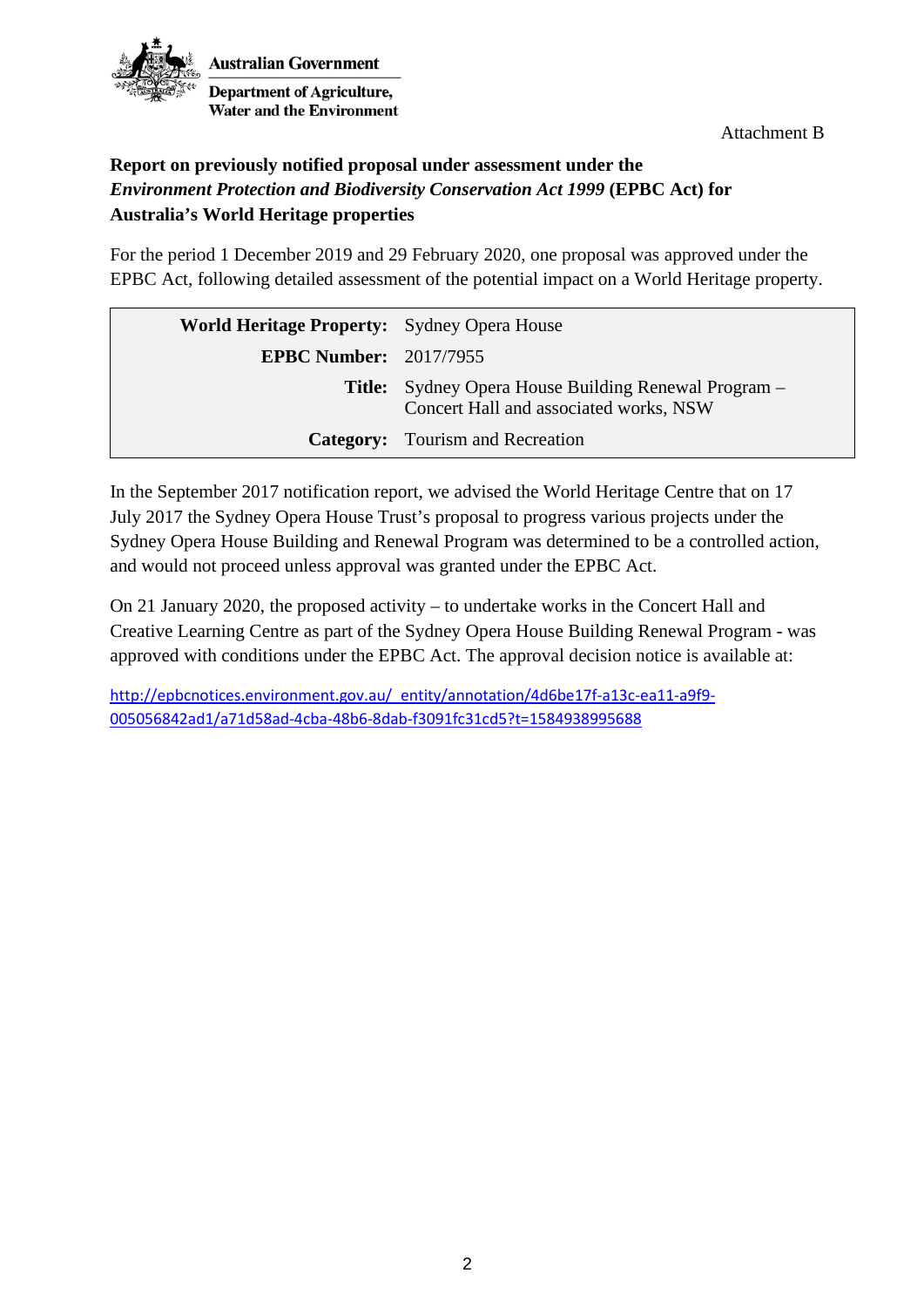Australian Government

Department of Agriculture, Water and the Environment

Attachment B

**Report on previously notified proposal under assessment under the *Environment Protection and Biodiversity Conservation Act 1999* (EPBC Act) for Australia's World Heritage properties**

For the period 1 December 2019 and 29 February 2020, one proposal was approved under the EPBC Act, following detailed assessment of the potential impact on a World Heritage property.

| | |
|---|---|
| **World Heritage Property:** | Sydney Opera House |
| **EPBC Number:** | 2017/7955 |
| **Title:** | Sydney Opera House Building Renewal Program – Concert Hall and associated works, NSW |
| **Category:** | Tourism and Recreation |

In the September 2017 notification report, we advised the World Heritage Centre that on 17 July 2017 the Sydney Opera House Trust's proposal to progress various projects under the Sydney Opera House Building and Renewal Program was determined to be a controlled action, and would not proceed unless approval was granted under the EPBC Act.

On 21 January 2020, the proposed activity – to undertake works in the Concert Hall and Creative Learning Centre as part of the Sydney Opera House Building Renewal Program - was approved with conditions under the EPBC Act. The approval decision notice is available at:

http://epbcnotices.environment.gov.au/_entity/annotation/4d6be17f-a13c-ea11-a9f9-005056842ad1/a71d58ad-4cba-48b6-8dab-f3091fc31cd5?t=1584938995688